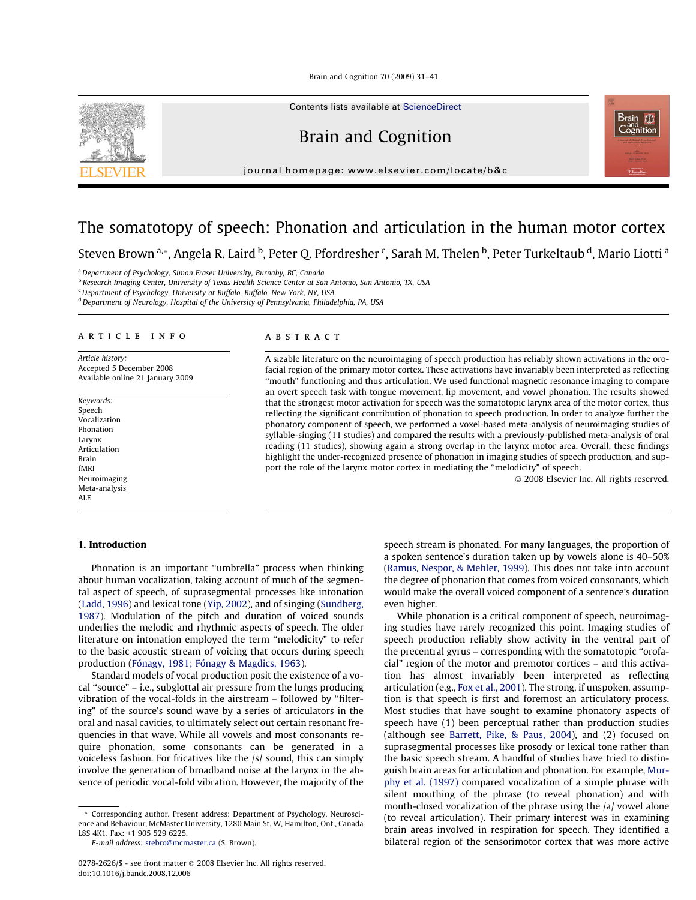# The somatotopy of speech: Phonation and articulation in the human motor cortex

Steven Brown [a,*], Angela R. Laird [b], Peter Q. Pfordresher [c], Sarah M. Thelen [b], Peter Turkeltaub [d], Mario Liotti [a]

[a] Department of Psychology, Simon Fraser University, Burnaby, BC, Canada
[b] Research Imaging Center, University of Texas Health Science Center at San Antonio, San Antonio, TX, USA
[c] Department of Psychology, University at Buffalo, Buffalo, New York, NY, USA
[d] Department of Neurology, Hospital of the University of Pennsylvania, Philadelphia, PA, USA

## ARTICLE INFO

*Article history:*
Accepted 5 December 2008
Available online 21 January 2009

*Keywords:*
Speech
Vocalization
Phonation
Larynx
Articulation
Brain
fMRI
Neuroimaging
Meta-analysis
ALE

## ABSTRACT

A sizable literature on the neuroimaging of speech production has reliably shown activations in the orofacial region of the primary motor cortex. These activations have invariably been interpreted as reflecting "mouth" functioning and thus articulation. We used functional magnetic resonance imaging to compare an overt speech task with tongue movement, lip movement, and vowel phonation. The results showed that the strongest motor activation for speech was the somatotopic larynx area of the motor cortex, thus reflecting the significant contribution of phonation to speech production. In order to analyze further the phonatory component of speech, we performed a voxel-based meta-analysis of neuroimaging studies of syllable-singing (11 studies) and compared the results with a previously-published meta-analysis of oral reading (11 studies), showing again a strong overlap in the larynx motor area. Overall, these findings highlight the under-recognized presence of phonation in imaging studies of speech production, and support the role of the larynx motor cortex in mediating the "melodicity" of speech.

© 2008 Elsevier Inc. All rights reserved.

## 1. Introduction

Phonation is an important "umbrella" process when thinking about human vocalization, taking account of much of the segmental aspect of speech, of suprasegmental processes like intonation (Ladd, 1996) and lexical tone (Yip, 2002), and of singing (Sundberg, 1987). Modulation of the pitch and duration of voiced sounds underlies the melodic and rhythmic aspects of speech. The older literature on intonation employed the term "melodicity" to refer to the basic acoustic stream of voicing that occurs during speech production (Fónagy, 1981; Fónagy & Magdics, 1963).

Standard models of vocal production posit the existence of a vocal "source" – i.e., subglottal air pressure from the lungs producing vibration of the vocal-folds in the airstream – followed by "filtering" of the source's sound wave by a series of articulators in the oral and nasal cavities, to ultimately select out certain resonant frequencies in that wave. While all vowels and most consonants require phonation, some consonants can be generated in a voiceless fashion. For fricatives like the /s/ sound, this can simply involve the generation of broadband noise at the larynx in the absence of periodic vocal-fold vibration. However, the majority of the speech stream is phonated. For many languages, the proportion of a spoken sentence's duration taken up by vowels alone is 40–50% (Ramus, Nespor, & Mehler, 1999). This does not take into account the degree of phonation that comes from voiced consonants, which would make the overall voiced component of a sentence's duration even higher.

While phonation is a critical component of speech, neuroimaging studies have rarely recognized this point. Imaging studies of speech production reliably show activity in the ventral part of the precentral gyrus – corresponding with the somatotopic "orofacial" region of the motor and premotor cortices – and this activation has almost invariably been interpreted as reflecting articulation (e.g., Fox et al., 2001). The strong, if unspoken, assumption is that speech is first and foremost an articulatory process. Most studies that have sought to examine phonatory aspects of speech have (1) been perceptual rather than production studies (although see Barrett, Pike, & Paus, 2004), and (2) focused on suprasegmental processes like prosody or lexical tone rather than the basic speech stream. A handful of studies have tried to distinguish brain areas for articulation and phonation. For example, Murphy et al. (1997) compared vocalization of a simple phrase with silent mouthing of the phrase (to reveal phonation) and with mouth-closed vocalization of the phrase using the /a/ vowel alone (to reveal articulation). Their primary interest was in examining brain areas involved in respiration for speech. They identified a bilateral region of the sensorimotor cortex that was more active

---

* Corresponding author. Present address: Department of Psychology, Neuroscience and Behaviour, McMaster University, 1280 Main St. W, Hamilton, Ont., Canada L8S 4K1. Fax: +1 905 529 6225.
*E-mail address:* stebro@mcmaster.ca (S. Brown).

0278-2626/$ - see front matter © 2008 Elsevier Inc. All rights reserved.
doi:10.1016/j.bandc.2008.12.006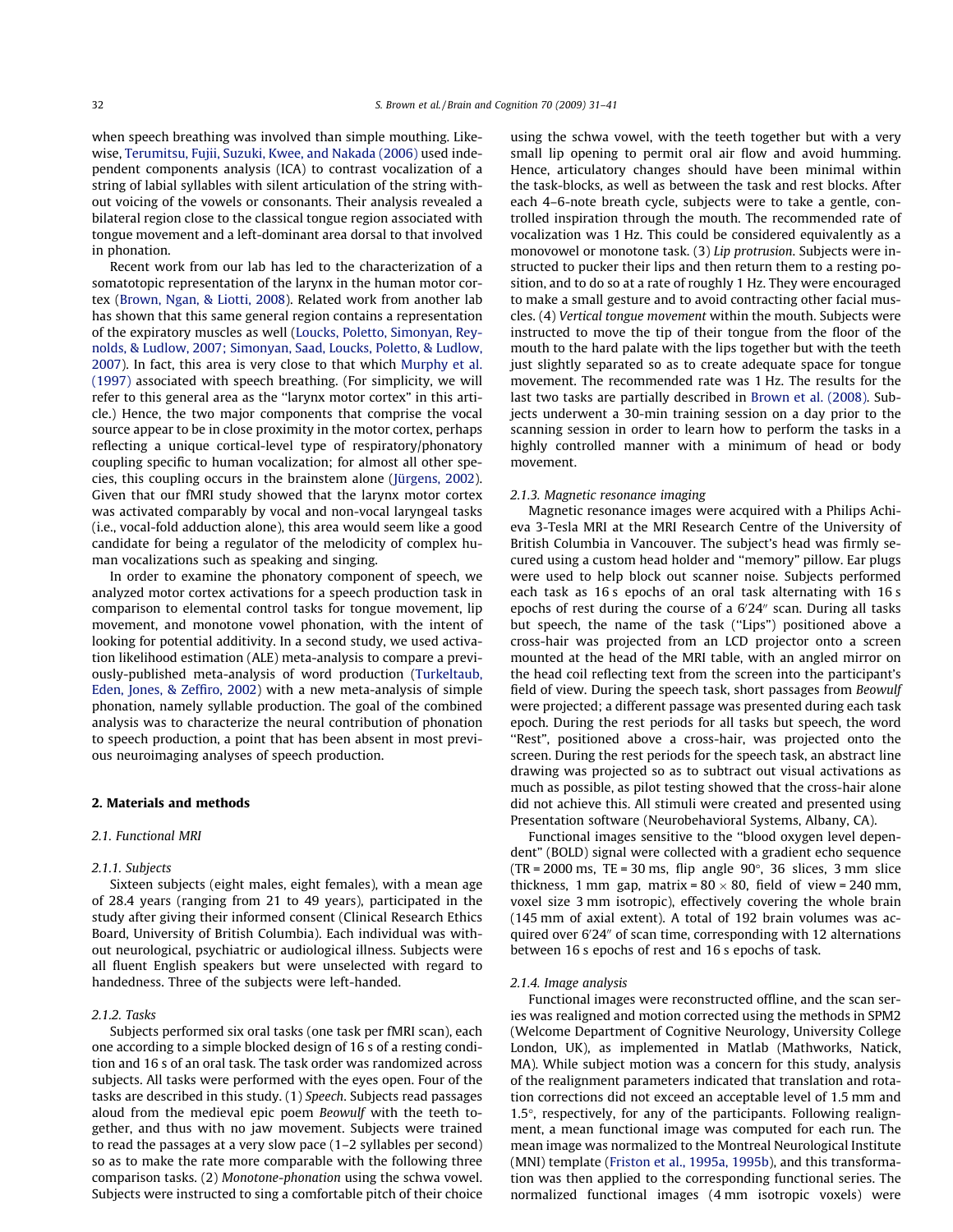when speech breathing was involved than simple mouthing. Likewise, Terumitsu, Fujii, Suzuki, Kwee, and Nakada (2006) used independent components analysis (ICA) to contrast vocalization of a string of labial syllables with silent articulation of the string without voicing of the vowels or consonants. Their analysis revealed a bilateral region close to the classical tongue region associated with tongue movement and a left-dominant area dorsal to that involved in phonation.

Recent work from our lab has led to the characterization of a somatotopic representation of the larynx in the human motor cortex (Brown, Ngan, & Liotti, 2008). Related work from another lab has shown that this same general region contains a representation of the expiratory muscles as well (Loucks, Poletto, Simonyan, Reynolds, & Ludlow, 2007; Simonyan, Saad, Loucks, Poletto, & Ludlow, 2007). In fact, this area is very close to that which Murphy et al. (1997) associated with speech breathing. (For simplicity, we will refer to this general area as the "larynx motor cortex" in this article.) Hence, the two major components that comprise the vocal source appear to be in close proximity in the motor cortex, perhaps reflecting a unique cortical-level type of respiratory/phonatory coupling specific to human vocalization; for almost all other species, this coupling occurs in the brainstem alone (Jürgens, 2002). Given that our fMRI study showed that the larynx motor cortex was activated comparably by vocal and non-vocal laryngeal tasks (i.e., vocal-fold adduction alone), this area would seem like a good candidate for being a regulator of the melodicity of complex human vocalizations such as speaking and singing.

In order to examine the phonatory component of speech, we analyzed motor cortex activations for a speech production task in comparison to elemental control tasks for tongue movement, lip movement, and monotone vowel phonation, with the intent of looking for potential additivity. In a second study, we used activation likelihood estimation (ALE) meta-analysis to compare a previously-published meta-analysis of word production (Turkeltaub, Eden, Jones, & Zeffiro, 2002) with a new meta-analysis of simple phonation, namely syllable production. The goal of the combined analysis was to characterize the neural contribution of phonation to speech production, a point that has been absent in most previous neuroimaging analyses of speech production.

## 2. Materials and methods

### 2.1. Functional MRI

#### 2.1.1. Subjects

Sixteen subjects (eight males, eight females), with a mean age of 28.4 years (ranging from 21 to 49 years), participated in the study after giving their informed consent (Clinical Research Ethics Board, University of British Columbia). Each individual was without neurological, psychiatric or audiological illness. Subjects were all fluent English speakers but were unselected with regard to handedness. Three of the subjects were left-handed.

#### 2.1.2. Tasks

Subjects performed six oral tasks (one task per fMRI scan), each one according to a simple blocked design of 16 s of a resting condition and 16 s of an oral task. The task order was randomized across subjects. All tasks were performed with the eyes open. Four of the tasks are described in this study. (1) *Speech*. Subjects read passages aloud from the medieval epic poem *Beowulf* with the teeth together, and thus with no jaw movement. Subjects were trained to read the passages at a very slow pace (1–2 syllables per second) so as to make the rate more comparable with the following three comparison tasks. (2) *Monotone-phonation* using the schwa vowel. Subjects were instructed to sing a comfortable pitch of their choice using the schwa vowel, with the teeth together but with a very small lip opening to permit oral air flow and avoid humming. Hence, articulatory changes should have been minimal within the task-blocks, as well as between the task and rest blocks. After each 4–6-note breath cycle, subjects were to take a gentle, controlled inspiration through the mouth. The recommended rate of vocalization was 1 Hz. This could be considered equivalently as a monovowel or monotone task. (3) *Lip protrusion*. Subjects were instructed to pucker their lips and then return them to a resting position, and to do so at a rate of roughly 1 Hz. They were encouraged to make a small gesture and to avoid contracting other facial muscles. (4) *Vertical tongue movement* within the mouth. Subjects were instructed to move the tip of their tongue from the floor of the mouth to the hard palate with the lips together but with the teeth just slightly separated so as to create adequate space for tongue movement. The recommended rate was 1 Hz. The results for the last two tasks are partially described in Brown et al. (2008). Subjects underwent a 30-min training session on a day prior to the scanning session in order to learn how to perform the tasks in a highly controlled manner with a minimum of head or body movement.

#### 2.1.3. Magnetic resonance imaging

Magnetic resonance images were acquired with a Philips Achieva 3-Tesla MRI at the MRI Research Centre of the University of British Columbia in Vancouver. The subject's head was firmly secured using a custom head holder and "memory" pillow. Ear plugs were used to help block out scanner noise. Subjects performed each task as 16 s epochs of an oral task alternating with 16 s epochs of rest during the course of a 6′24″ scan. During all tasks but speech, the name of the task ("Lips") positioned above a cross-hair was projected from an LCD projector onto a screen mounted at the head of the MRI table, with an angled mirror on the head coil reflecting text from the screen into the participant's field of view. During the speech task, short passages from *Beowulf* were projected; a different passage was presented during each task epoch. During the rest periods for all tasks but speech, the word "Rest", positioned above a cross-hair, was projected onto the screen. During the rest periods for the speech task, an abstract line drawing was projected so as to subtract out visual activations as much as possible, as pilot testing showed that the cross-hair alone did not achieve this. All stimuli were created and presented using Presentation software (Neurobehavioral Systems, Albany, CA).

Functional images sensitive to the "blood oxygen level dependent" (BOLD) signal were collected with a gradient echo sequence (TR = 2000 ms, TE = 30 ms, flip angle 90°, 36 slices, 3 mm slice thickness, 1 mm gap, matrix = 80 × 80, field of view = 240 mm, voxel size 3 mm isotropic), effectively covering the whole brain (145 mm of axial extent). A total of 192 brain volumes was acquired over 6′24″ of scan time, corresponding with 12 alternations between 16 s epochs of rest and 16 s epochs of task.

#### 2.1.4. Image analysis

Functional images were reconstructed offline, and the scan series was realigned and motion corrected using the methods in SPM2 (Welcome Department of Cognitive Neurology, University College London, UK), as implemented in Matlab (Mathworks, Natick, MA). While subject motion was a concern for this study, analysis of the realignment parameters indicated that translation and rotation corrections did not exceed an acceptable level of 1.5 mm and 1.5°, respectively, for any of the participants. Following realignment, a mean functional image was computed for each run. The mean image was normalized to the Montreal Neurological Institute (MNI) template (Friston et al., 1995a, 1995b), and this transformation was then applied to the corresponding functional series. The normalized functional images (4 mm isotropic voxels) were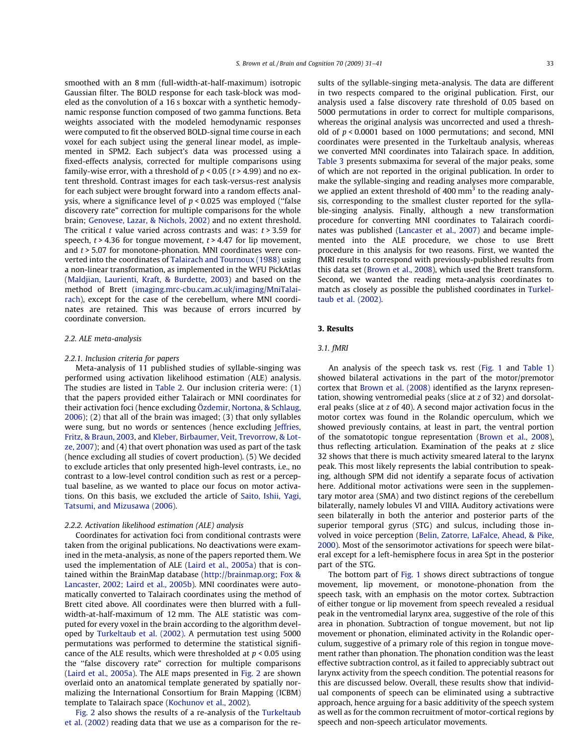smoothed with an 8 mm (full-width-at-half-maximum) isotropic Gaussian filter. The BOLD response for each task-block was modeled as the convolution of a 16 s boxcar with a synthetic hemodynamic response function composed of two gamma functions. Beta weights associated with the modeled hemodynamic responses were computed to fit the observed BOLD-signal time course in each voxel for each subject using the general linear model, as implemented in SPM2. Each subject's data was processed using a fixed-effects analysis, corrected for multiple comparisons using family-wise error, with a threshold of $p < 0.05$ ($t > 4.99$) and no extent threshold. Contrast images for each task-versus-rest analysis for each subject were brought forward into a random effects analysis, where a significance level of $p < 0.025$ was employed ("false discovery rate" correction for multiple comparisons for the whole brain; Genovese, Lazar, & Nichols, 2002) and no extent threshold. The critical $t$ value varied across contrasts and was: $t > 3.59$ for speech, $t > 4.36$ for tongue movement, $t > 4.47$ for lip movement, and $t > 5.07$ for monotone-phonation. MNI coordinates were converted into the coordinates of Talairach and Tournoux (1988) using a non-linear transformation, as implemented in the WFU PickAtlas (Maldjian, Laurienti, Kraft, & Burdette, 2003) and based on the method of Brett (imaging.mrc-cbu.cam.ac.uk/imaging/MniTalairach), except for the case of the cerebellum, where MNI coordinates are retained. This was because of errors incurred by coordinate conversion.

### 2.2. ALE meta-analysis

#### 2.2.1. Inclusion criteria for papers

Meta-analysis of 11 published studies of syllable-singing was performed using activation likelihood estimation (ALE) analysis. The studies are listed in Table 2. Our inclusion criteria were: (1) that the papers provided either Talairach or MNI coordinates for their activation foci (hence excluding Özdemir, Nortona, & Schlaug, 2006); (2) that all of the brain was imaged; (3) that only syllables were sung, but no words or sentences (hence excluding Jeffries, Fritz, & Braun, 2003, and Kleber, Birbaumer, Veit, Trevorrow, & Lotze, 2007); and (4) that overt phonation was used as part of the task (hence excluding all studies of covert production). (5) We decided to exclude articles that only presented high-level contrasts, i.e., no contrast to a low-level control condition such as rest or a perceptual baseline, as we wanted to place our focus on motor activations. On this basis, we excluded the article of Saito, Ishii, Yagi, Tatsumi, and Mizusawa (2006).

#### 2.2.2. Activation likelihood estimation (ALE) analysis

Coordinates for activation foci from conditional contrasts were taken from the original publications. No deactivations were examined in the meta-analysis, as none of the papers reported them. We used the implementation of ALE (Laird et al., 2005a) that is contained within the BrainMap database (http://brainmap.org; Fox & Lancaster, 2002; Laird et al., 2005b). MNI coordinates were automatically converted to Talairach coordinates using the method of Brett cited above. All coordinates were then blurred with a full-width-at-half-maximum of 12 mm. The ALE statistic was computed for every voxel in the brain according to the algorithm developed by Turkeltaub et al. (2002). A permutation test using 5000 permutations was performed to determine the statistical significance of the ALE results, which were thresholded at $p < 0.05$ using the "false discovery rate" correction for multiple comparisons (Laird et al., 2005a). The ALE maps presented in Fig. 2 are shown overlaid onto an anatomical template generated by spatially normalizing the International Consortium for Brain Mapping (ICBM) template to Talairach space (Kochunov et al., 2002).

Fig. 2 also shows the results of a re-analysis of the Turkeltaub et al. (2002) reading data that we use as a comparison for the results of the syllable-singing meta-analysis. The data are different in two respects compared to the original publication. First, our analysis used a false discovery rate threshold of 0.05 based on 5000 permutations in order to correct for multiple comparisons, whereas the original analysis was uncorrected and used a threshold of $p < 0.0001$ based on 1000 permutations; and second, MNI coordinates were presented in the Turkeltaub analysis, whereas we converted MNI coordinates into Talairach space. In addition, Table 3 presents submaxima for several of the major peaks, some of which are not reported in the original publication. In order to make the syllable-singing and reading analyses more comparable, we applied an extent threshold of 400 $mm^3$ to the reading analysis, corresponding to the smallest cluster reported for the syllable-singing analysis. Finally, although a new transformation procedure for converting MNI coordinates to Talairach coordinates was published (Lancaster et al., 2007) and became implemented into the ALE procedure, we chose to use Brett procedure in this analysis for two reasons. First, we wanted the fMRI results to correspond with previously-published results from this data set (Brown et al., 2008), which used the Brett transform. Second, we wanted the reading meta-analysis coordinates to match as closely as possible the published coordinates in Turkeltaub et al. (2002).

## 3. Results

### 3.1. fMRI

An analysis of the speech task vs. rest (Fig. 1 and Table 1) showed bilateral activations in the part of the motor/premotor cortex that Brown et al. (2008) identified as the larynx representation, showing ventromedial peaks (slice at $z$ of 32) and dorsolateral peaks (slice at $z$ of 40). A second major activation focus in the motor cortex was found in the Rolandic operculum, which we showed previously contains, at least in part, the ventral portion of the somatotopic tongue representation (Brown et al., 2008), thus reflecting articulation. Examination of the peaks at $z$ slice 32 shows that there is much activity smeared lateral to the larynx peak. This most likely represents the labial contribution to speaking, although SPM did not identify a separate focus of activation here. Additional motor activations were seen in the supplementary motor area (SMA) and two distinct regions of the cerebellum bilaterally, namely lobules VI and VIIIA. Auditory activations were seen bilaterally in both the anterior and posterior parts of the superior temporal gyrus (STG) and sulcus, including those involved in voice perception (Belin, Zatorre, LaFalce, Ahead, & Pike, 2000). Most of the sensorimotor activations for speech were bilateral except for a left-hemisphere focus in area Spt in the posterior part of the STG.

The bottom part of Fig. 1 shows direct subtractions of tongue movement, lip movement, or monotone-phonation from the speech task, with an emphasis on the motor cortex. Subtraction of either tongue or lip movement from speech revealed a residual peak in the ventromedial larynx area, suggestive of the role of this area in phonation. Subtraction of tongue movement, but not lip movement or phonation, eliminated activity in the Rolandic operculum, suggestive of a primary role of this region in tongue movement rather than phonation. The phonation condition was the least effective subtraction control, as it failed to appreciably subtract out larynx activity from the speech condition. The potential reasons for this are discussed below. Overall, these results show that individual components of speech can be eliminated using a subtractive approach, hence arguing for a basic additivity of the speech system as well as for the common recruitment of motor-cortical regions by speech and non-speech articulator movements.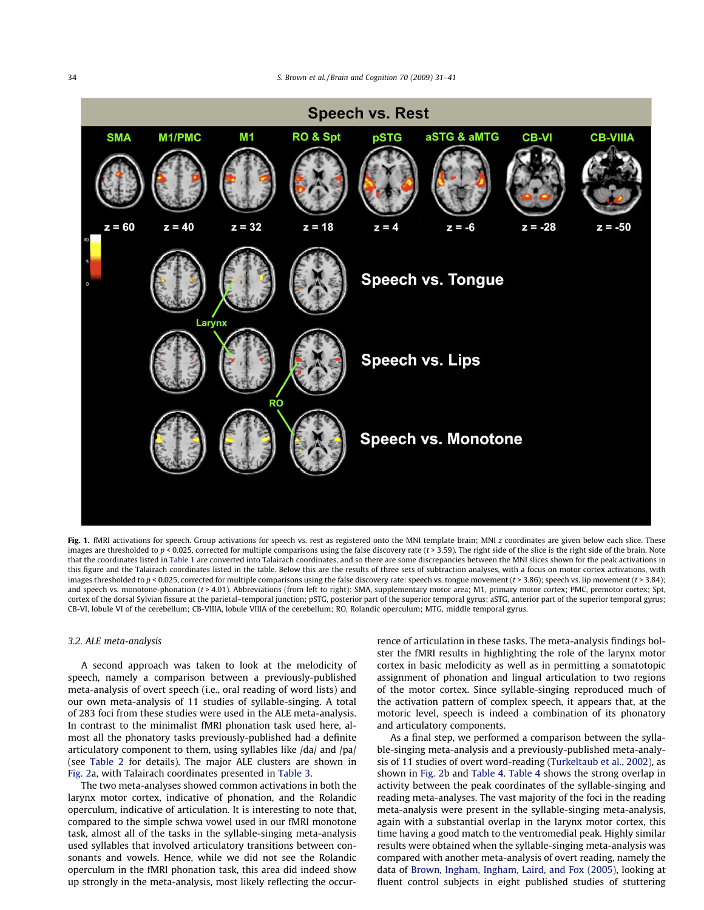**Fig. 1.** fMRI activations for speech. Group activations for speech vs. rest as registered onto the MNI template brain; MNI z coordinates are given below each slice. These images are thresholded to $p < 0.025$, corrected for multiple comparisons using the false discovery rate ($t > 3.59$). The right side of the slice is the right side of the brain. Note that the coordinates listed in Table 1 are converted into Talairach coordinates, and so there are some discrepancies between the MNI slices shown for the peak activations in this figure and the Talairach coordinates listed in the table. Below this are the results of three sets of subtraction analyses, with a focus on motor cortex activations, with images thresholded to $p < 0.025$, corrected for multiple comparisons using the false discovery rate: speech vs. tongue movement ($t > 3.86$); speech vs. lip movement ($t > 3.84$); and speech vs. monotone-phonation ($t > 4.01$). Abbreviations (from left to right): SMA, supplementary motor area; M1, primary motor cortex; PMC, premotor cortex; Spt, cortex of the dorsal Sylvian fissure at the parietal–temporal junction; pSTG, posterior part of the superior temporal gyrus; aSTG, anterior part of the superior temporal gyrus; CB-VI, lobule VI of the cerebellum; CB-VIIIA, lobule VIIIA of the cerebellum; RO, Rolandic operculum; MTG, middle temporal gyrus.

### 3.2. ALE meta-analysis

A second approach was taken to look at the melodicity of speech, namely a comparison between a previously-published meta-analysis of overt speech (i.e., oral reading of word lists) and our own meta-analysis of 11 studies of syllable-singing. A total of 283 foci from these studies were used in the ALE meta-analysis. In contrast to the minimalist fMRI phonation task used here, almost all the phonatory tasks previously-published had a definite articulatory component to them, using syllables like /da/ and /pa/ (see Table 2 for details). The major ALE clusters are shown in Fig. 2a, with Talairach coordinates presented in Table 3.

The two meta-analyses showed common activations in both the larynx motor cortex, indicative of phonation, and the Rolandic operculum, indicative of articulation. It is interesting to note that, compared to the simple schwa vowel used in our fMRI monotone task, almost all of the tasks in the syllable-singing meta-analysis used syllables that involved articulatory transitions between consonants and vowels. Hence, while we did not see the Rolandic operculum in the fMRI phonation task, this area did indeed show up strongly in the meta-analysis, most likely reflecting the occurrence of articulation in these tasks. The meta-analysis findings bolster the fMRI results in highlighting the role of the larynx motor cortex in basic melodicity as well as in permitting a somatotopic assignment of phonation and lingual articulation to two regions of the motor cortex. Since syllable-singing reproduced much of the activation pattern of complex speech, it appears that, at the motoric level, speech is indeed a combination of its phonatory and articulatory components.

As a final step, we performed a comparison between the syllable-singing meta-analysis and a previously-published meta-analysis of 11 studies of overt word-reading (Turkeltaub et al., 2002), as shown in Fig. 2b and Table 4. Table 4 shows the strong overlap in activity between the peak coordinates of the syllable-singing and reading meta-analyses. The vast majority of the foci in the reading meta-analysis were present in the syllable-singing meta-analysis, again with a substantial overlap in the larynx motor cortex, this time having a good match to the ventromedial peak. Highly similar results were obtained when the syllable-singing meta-analysis was compared with another meta-analysis of overt reading, namely the data of Brown, Ingham, Ingham, Laird, and Fox (2005), looking at fluent control subjects in eight published studies of stuttering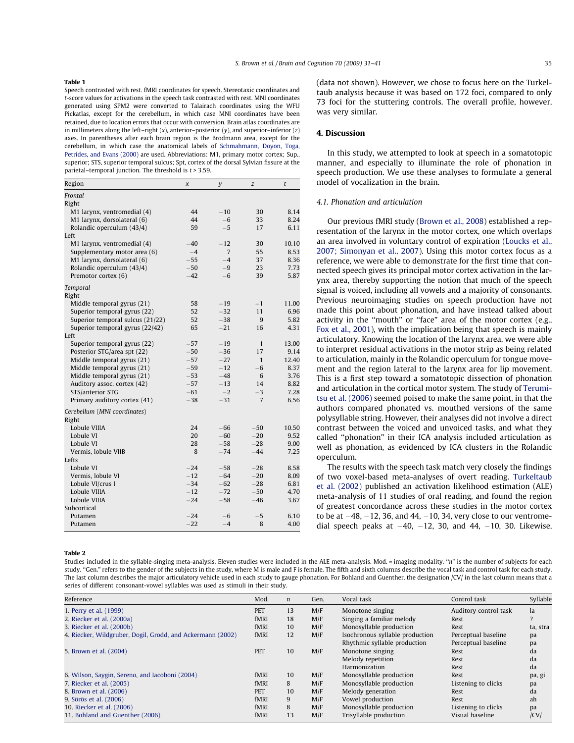**Table 1**

Speech contrasted with rest. fMRI coordinates for speech. Stereotaxic coordinates and t-score values for activations in the speech task contrasted with rest. MNI coordinates generated using SPM2 were converted to Talairach coordinates using the WFU Pickatlas, except for the cerebellum, in which case MNI coordinates have been retained, due to location errors that occur with conversion. Brain atlas coordinates are in millimeters along the left–right (x), anterior–posterior (y), and superior–inferior (z) axes. In parentheses after each brain region is the Brodmann area, except for the cerebellum, in which case the anatomical labels of Schmahmann, Doyon, Toga, Petrides, and Evans (2000) are used. Abbreviations: M1, primary motor cortex; Sup., superior; STS, superior temporal sulcus; Spt, cortex of the dorsal Sylvian fissure at the parietal–temporal junction. The threshold is $t > 3.59$.

| Region | x | y | z | t |
|---|---|---|---|---|
| *Frontal* | | | | |
| Right | | | | |
| M1 larynx, ventromedial (4) | 44 | −10 | 30 | 8.14 |
| M1 larynx, dorsolateral (6) | 44 | −6 | 33 | 8.24 |
| Rolandic operculum (43/4) | 59 | −5 | 17 | 6.11 |
| Left | | | | |
| M1 larynx, ventromedial (4) | −40 | −12 | 30 | 10.10 |
| Supplementary motor area (6) | −4 | 7 | 55 | 8.53 |
| M1 larynx, dorsolateral (6) | −55 | −4 | 37 | 8.36 |
| Rolandic operculum (43/4) | −50 | −9 | 23 | 7.73 |
| Premotor cortex (6) | −42 | −6 | 39 | 5.87 |
| *Temporal* | | | | |
| Right | | | | |
| Middle temporal gyrus (21) | 58 | −19 | −1 | 11.00 |
| Superior temporal gyrus (22) | 52 | −32 | 11 | 6.96 |
| Superior temporal sulcus (21/22) | 52 | −38 | 9 | 5.82 |
| Superior temporal gyrus (22/42) | 65 | −21 | 16 | 4.31 |
| Left | | | | |
| Superior temporal gyrus (22) | −57 | −19 | 1 | 13.00 |
| Posterior STG/area spt (22) | −50 | −36 | 17 | 9.14 |
| Middle temporal gyrus (21) | −57 | −27 | 1 | 12.40 |
| Middle temporal gyrus (21) | −59 | −12 | −6 | 8.37 |
| Middle temporal gyrus (21) | −53 | −48 | 6 | 3.76 |
| Auditory assoc. cortex (42) | −57 | −13 | 14 | 8.82 |
| STS/anterior STG | −61 | −2 | −3 | 7.28 |
| Primary auditory cortex (41) | −38 | −31 | 7 | 6.56 |
| *Cerebellum (MNI coordinates)* | | | | |
| Right | | | | |
| Lobule VIIIA | 24 | −66 | −50 | 10.50 |
| Lobule VI | 20 | −60 | −20 | 9.52 |
| Lobule VI | 28 | −58 | −28 | 9.00 |
| Vermis, lobule VIIB | 8 | −74 | −44 | 7.25 |
| Lefts | | | | |
| Lobule VI | −24 | −58 | −28 | 8.58 |
| Vermis, lobule VI | −12 | −64 | −20 | 8.09 |
| Lobule VI/crus I | −34 | −62 | −28 | 6.81 |
| Lobule VIIIA | −12 | −72 | −50 | 4.70 |
| Lobule VIIIA | −24 | −58 | −46 | 3.67 |
| Subcortical | | | | |
| Putamen | −24 | −6 | −5 | 6.10 |
| Putamen | −22 | −4 | 8 | 4.00 |

(data not shown). However, we chose to focus here on the Turkeltaub analysis because it was based on 172 foci, compared to only 73 foci for the stuttering controls. The overall profile, however, was very similar.

## 4. Discussion

In this study, we attempted to look at speech in a somatotopic manner, and especially to illuminate the role of phonation in speech production. We use these analyses to formulate a general model of vocalization in the brain.

### 4.1. Phonation and articulation

Our previous fMRI study (Brown et al., 2008) established a representation of the larynx in the motor cortex, one which overlaps an area involved in voluntary control of expiration (Loucks et al., 2007; Simonyan et al., 2007). Using this motor cortex focus as a reference, we were able to demonstrate for the first time that connected speech gives its principal motor cortex activation in the larynx area, thereby supporting the notion that much of the speech signal is voiced, including all vowels and a majority of consonants. Previous neuroimaging studies on speech production have not made this point about phonation, and have instead talked about activity in the "mouth" or "face" area of the motor cortex (e.g., Fox et al., 2001), with the implication being that speech is mainly articulatory. Knowing the location of the larynx area, we were able to interpret residual activations in the motor strip as being related to articulation, mainly in the Rolandic operculum for tongue movement and the region lateral to the larynx area for lip movement. This is a first step toward a somatotopic dissection of phonation and articulation in the cortical motor system. The study of Terumitsu et al. (2006) seemed poised to make the same point, in that the authors compared phonated vs. mouthed versions of the same polysyllable string. However, their analyses did not involve a direct contrast between the voiced and unvoiced tasks, and what they called "phonation" in their ICA analysis included articulation as well as phonation, as evidenced by ICA clusters in the Rolandic operculum.

The results with the speech task match very closely the findings of two voxel-based meta-analyses of overt reading. Turkeltaub et al. (2002) published an activation likelihood estimation (ALE) meta-analysis of 11 studies of oral reading, and found the region of greatest concordance across these studies in the motor cortex to be at −48, −12, 36, and 44, −10, 34, very close to our ventromedial speech peaks at −40, −12, 30, and 44, −10, 30. Likewise,

**Table 2**

Studies included in the syllable-singing meta-analysis. Eleven studies were included in the ALE meta-analysis. Mod. = imaging modality. "n" is the number of subjects for each study. "Gen." refers to the gender of the subjects in the study, where M is male and F is female. The fifth and sixth columns describe the vocal task and control task for each study. The last column describes the major articulatory vehicle used in each study to gauge phonation. For Bohland and Guenther, the designation /CV/ in the last column means that a series of different consonant-vowel syllables was used as stimuli in their study.

| Reference | Mod. | n | Gen. | Vocal task | Control task | Syllable |
|---|---|---|---|---|---|---|
| 1. Perry et al. (1999) | PET | 13 | M/F | Monotone singing | Auditory control task | la |
| 2. Riecker et al. (2000a) | fMRI | 18 | M/F | Singing a familiar melody | Rest | ? |
| 3. Riecker et al. (2000b) | fMRI | 10 | M/F | Monosyllable production | Rest | ta, stra |
| 4. Riecker, Wildgruber, Dogil, Grodd, and Ackermann (2002) | fMRI | 12 | M/F | Isochronous syllable production | Perceptual baseline | pa |
| | | | | Rhythmic syllable production | Perceptual baseline | pa |
| 5. Brown et al. (2004) | PET | 10 | M/F | Monotone singing | Rest | da |
| | | | | Melody repetition | Rest | da |
| | | | | Harmonization | Rest | da |
| 6. Wilson, Saygin, Sereno, and Iacoboni (2004) | fMRI | 10 | M/F | Monosyllable production | Rest | pa, gi |
| 7. Riecker et al. (2005) | fMRI | 8 | M/F | Monosyllable production | Listening to clicks | pa |
| 8. Brown et al. (2006) | PET | 10 | M/F | Melody generation | Rest | da |
| 9. Sörös et al. (2006) | fMRI | 9 | M/F | Vowel production | Rest | ah |
| 10. Riecker et al. (2006) | fMRI | 8 | M/F | Monosyllable production | Listening to clicks | pa |
| 11. Bohland and Guenther (2006) | fMRI | 13 | M/F | Trisyllable production | Visual baseline | /CV/ |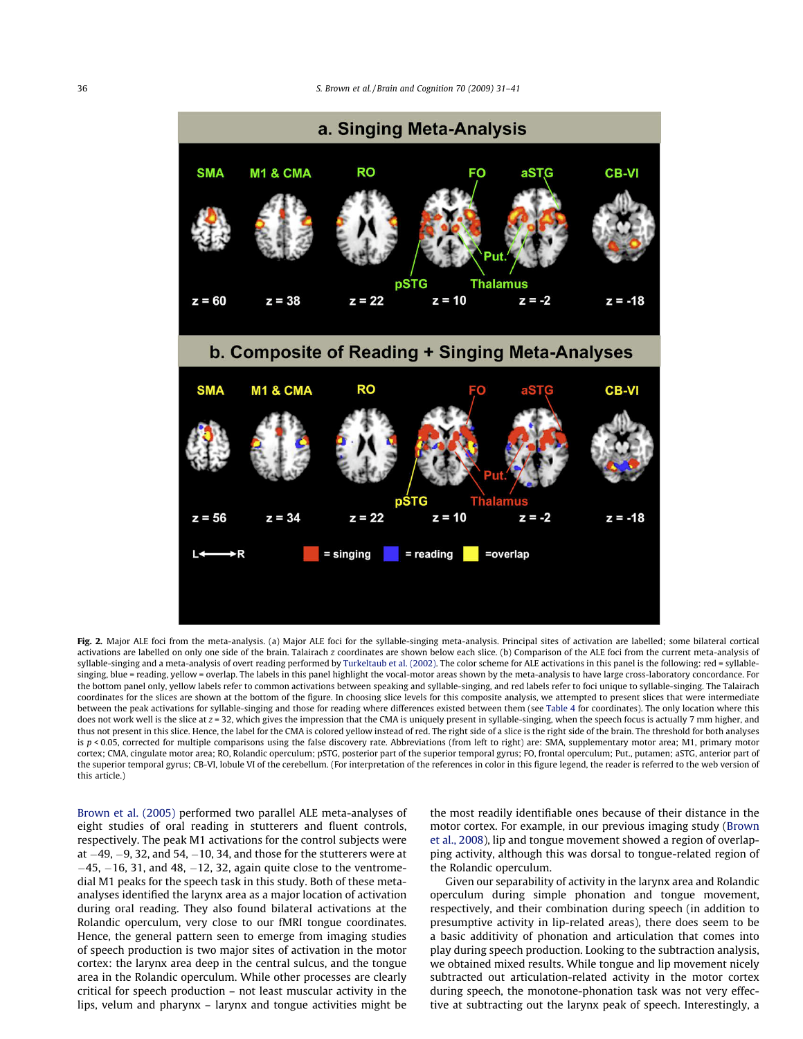**Fig. 2.** Major ALE foci from the meta-analysis. (a) Major ALE foci for the syllable-singing meta-analysis. Principal sites of activation are labelled; some bilateral cortical activations are labelled on only one side of the brain. Talairach z coordinates are shown below each slice. (b) Comparison of the ALE foci from the current meta-analysis of syllable-singing and a meta-analysis of overt reading performed by Turkeltaub et al. (2002). The color scheme for ALE activations in this panel is the following: red = syllable-singing, blue = reading, yellow = overlap. The labels in this panel highlight the vocal-motor areas shown by the meta-analysis to have large cross-laboratory concordance. For the bottom panel only, yellow labels refer to common activations between speaking and syllable-singing, and red labels refer to foci unique to syllable-singing. The Talairach coordinates for the slices are shown at the bottom of the figure. In choosing slice levels for this composite analysis, we attempted to present slices that were intermediate between the peak activations for syllable-singing and those for reading where differences existed between them (see Table 4 for coordinates). The only location where this does not work well is the slice at $z = 32$, which gives the impression that the CMA is uniquely present in syllable-singing, when the speech focus is actually 7 mm higher, and thus not present in this slice. Hence, the label for the CMA is colored yellow instead of red. The right side of a slice is the right side of the brain. The threshold for both analyses is $p < 0.05$, corrected for multiple comparisons using the false discovery rate. Abbreviations (from left to right) are: SMA, supplementary motor area; M1, primary motor cortex; CMA, cingulate motor area; RO, Rolandic operculum; pSTG, posterior part of the superior temporal gyrus; FO, frontal operculum; Put., putamen; aSTG, anterior part of the superior temporal gyrus; CB-VI, lobule VI of the cerebellum. (For interpretation of the references in color in this figure legend, the reader is referred to the web version of this article.)

Brown et al. (2005) performed two parallel ALE meta-analyses of eight studies of oral reading in stutterers and fluent controls, respectively. The peak M1 activations for the control subjects were at −49, −9, 32, and 54, −10, 34, and those for the stutterers were at −45, −16, 31, and 48, −12, 32, again quite close to the ventromedial M1 peaks for the speech task in this study. Both of these meta-analyses identified the larynx area as a major location of activation during oral reading. They also found bilateral activations at the Rolandic operculum, very close to our fMRI tongue coordinates. Hence, the general pattern seen to emerge from imaging studies of speech production is two major sites of activation in the motor cortex: the larynx area deep in the central sulcus, and the tongue area in the Rolandic operculum. While other processes are clearly critical for speech production – not least muscular activity in the lips, velum and pharynx – larynx and tongue activities might be the most readily identifiable ones because of their distance in the motor cortex. For example, in our previous imaging study (Brown et al., 2008), lip and tongue movement showed a region of overlapping activity, although this was dorsal to tongue-related region of the Rolandic operculum.

Given our separability of activity in the larynx area and Rolandic operculum during simple phonation and tongue movement, respectively, and their combination during speech (in addition to presumptive activity in lip-related areas), there does seem to be a basic additivity of phonation and articulation that comes into play during speech production. Looking to the subtraction analysis, we obtained mixed results. While tongue and lip movement nicely subtracted out articulation-related activity in the motor cortex during speech, the monotone-phonation task was not very effective at subtracting out the larynx peak of speech. Interestingly, a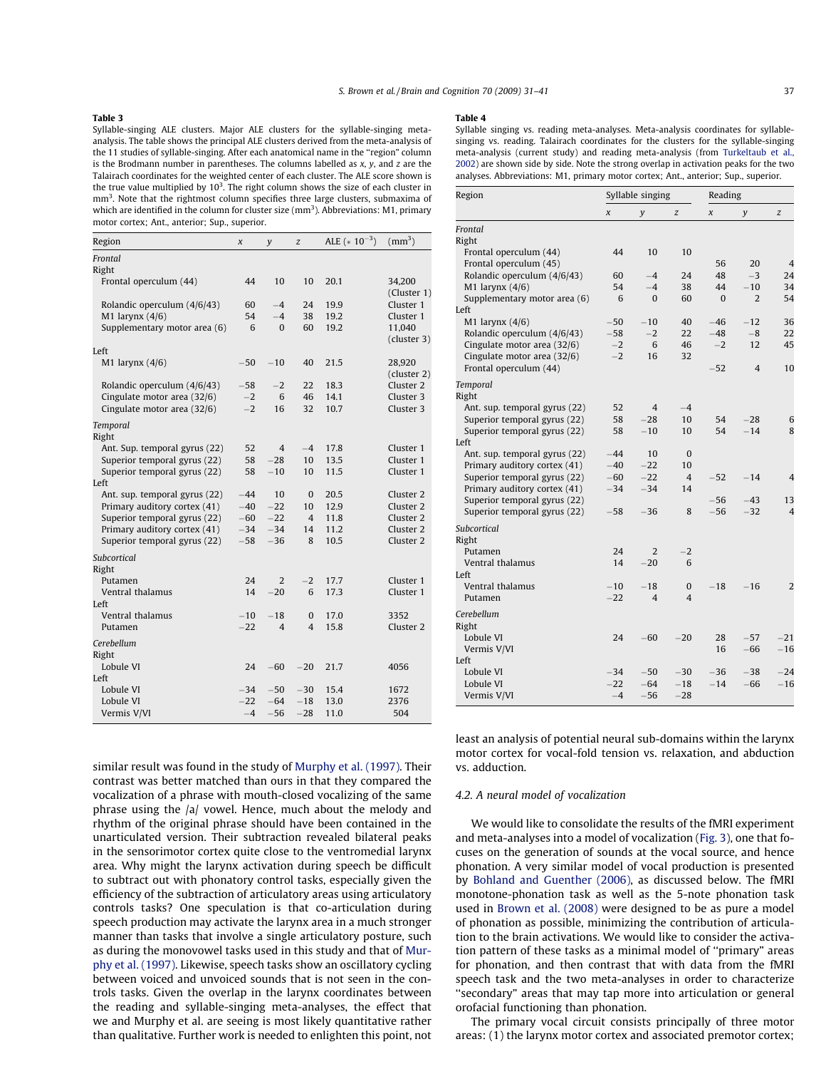**Table 3**

Syllable-singing ALE clusters. Major ALE clusters for the syllable-singing meta-analysis. The table shows the principal ALE clusters derived from the meta-analysis of the 11 studies of syllable-singing. After each anatomical name in the "region" column is the Brodmann number in parentheses. The columns labelled as *x*, *y*, and *z* are the Talairach coordinates for the weighted center of each cluster. The ALE score shown is the true value multiplied by $10^3$. The right column shows the size of each cluster in $mm^3$. Note that the rightmost column specifies three large clusters, submaxima of which are identified in the column for cluster size ($mm^3$). Abbreviations: M1, primary motor cortex; Ant., anterior; Sup., superior.

| Region | *x* | *y* | *z* | ALE ($*\ 10^{-3}$) | ($mm^3$) |
|---|---|---|---|---|---|
| *Frontal* | | | | | |
| Right | | | | | |
| Frontal operculum (44) | 44 | 10 | 10 | 20.1 | 34,200 (Cluster 1) |
| Rolandic operculum (4/6/43) | 60 | −4 | 24 | 19.9 | Cluster 1 |
| M1 larynx (4/6) | 54 | −4 | 38 | 19.2 | Cluster 1 |
| Supplementary motor area (6) | 6 | 0 | 60 | 19.2 | 11,040 (cluster 3) |
| Left | | | | | |
| M1 larynx (4/6) | −50 | −10 | 40 | 21.5 | 28,920 (cluster 2) |
| Rolandic operculum (4/6/43) | −58 | −2 | 22 | 18.3 | Cluster 2 |
| Cingulate motor area (32/6) | −2 | 6 | 46 | 14.1 | Cluster 3 |
| Cingulate motor area (32/6) | −2 | 16 | 32 | 10.7 | Cluster 3 |
| *Temporal* | | | | | |
| Right | | | | | |
| Ant. Sup. temporal gyrus (22) | 52 | 4 | −4 | 17.8 | Cluster 1 |
| Superior temporal gyrus (22) | 58 | −28 | 10 | 13.5 | Cluster 1 |
| Superior temporal gyrus (22) | 58 | −10 | 10 | 11.5 | Cluster 1 |
| Left | | | | | |
| Ant. sup. temporal gyrus (22) | −44 | 10 | 0 | 20.5 | Cluster 2 |
| Primary auditory cortex (41) | −40 | −22 | 10 | 12.9 | Cluster 2 |
| Superior temporal gyrus (22) | −60 | −22 | 4 | 11.8 | Cluster 2 |
| Primary auditory cortex (41) | −34 | −34 | 14 | 11.2 | Cluster 2 |
| Superior temporal gyrus (22) | −58 | −36 | 8 | 10.5 | Cluster 2 |
| *Subcortical* | | | | | |
| Right | | | | | |
| Putamen | 24 | 2 | −2 | 17.7 | Cluster 1 |
| Ventral thalamus | 14 | −20 | 6 | 17.3 | Cluster 1 |
| Left | | | | | |
| Ventral thalamus | −10 | −18 | 0 | 17.0 | 3352 |
| Putamen | −22 | 4 | 4 | 15.8 | Cluster 2 |
| *Cerebellum* | | | | | |
| Right | | | | | |
| Lobule VI | 24 | −60 | −20 | 21.7 | 4056 |
| Left | | | | | |
| Lobule VI | −34 | −50 | −30 | 15.4 | 1672 |
| Lobule VI | −22 | −64 | −18 | 13.0 | 2376 |
| Vermis V/VI | −4 | −56 | −28 | 11.0 | 504 |

**Table 4**

Syllable singing vs. reading meta-analyses. Meta-analysis coordinates for syllable-singing vs. reading. Talairach coordinates for the clusters for the syllable-singing meta-analysis (current study) and reading meta-analysis (from Turkeltaub et al., 2002) are shown side by side. Note the strong overlap in activation peaks for the two analyses. Abbreviations: M1, primary motor cortex; Ant., anterior; Sup., superior.

| Region | Syllable singing | | | Reading | | |
|---|---|---|---|---|---|---|
| | *x* | *y* | *z* | *x* | *y* | *z* |
| *Frontal* | | | | | | |
| Right | | | | | | |
| Frontal operculum (44) | 44 | 10 | 10 | | | |
| Frontal operculum (45) | | | | 56 | 20 | 4 |
| Rolandic operculum (4/6/43) | 60 | −4 | 24 | 48 | −3 | 24 |
| M1 larynx (4/6) | 54 | −4 | 38 | 44 | −10 | 34 |
| Supplementary motor area (6) | 6 | 0 | 60 | 0 | 2 | 54 |
| Left | | | | | | |
| M1 larynx (4/6) | −50 | −10 | 40 | −46 | −12 | 36 |
| Rolandic operculum (4/6/43) | −58 | −2 | 22 | −48 | −8 | 22 |
| Cingulate motor area (32/6) | −2 | 6 | 46 | −2 | 12 | 45 |
| Cingulate motor area (32/6) | −2 | 16 | 32 | | | |
| Frontal operculum (44) | | | | −52 | 4 | 10 |
| *Temporal* | | | | | | |
| Right | | | | | | |
| Ant. sup. temporal gyrus (22) | 52 | 4 | −4 | | | |
| Superior temporal gyrus (22) | 58 | −28 | 10 | 54 | −28 | 6 |
| Superior temporal gyrus (22) | 58 | −10 | 10 | 54 | −14 | 8 |
| Left | | | | | | |
| Ant. sup. temporal gyrus (22) | −44 | 10 | 0 | | | |
| Primary auditory cortex (41) | −40 | −22 | 10 | | | |
| Superior temporal gyrus (22) | −60 | −22 | 4 | −52 | −14 | 4 |
| Primary auditory cortex (41) | −34 | −34 | 14 | | | |
| Superior temporal gyrus (22) | | | | −56 | −43 | 13 |
| Superior temporal gyrus (22) | −58 | −36 | 8 | −56 | −32 | 4 |
| *Subcortical* | | | | | | |
| Right | | | | | | |
| Putamen | 24 | 2 | −2 | | | |
| Ventral thalamus | 14 | −20 | 6 | | | |
| Left | | | | | | |
| Ventral thalamus | −10 | −18 | 0 | −18 | −16 | 2 |
| Putamen | −22 | 4 | 4 | | | |
| *Cerebellum* | | | | | | |
| Right | | | | | | |
| Lobule VI | 24 | −60 | −20 | 28 | −57 | −21 |
| Vermis V/VI | | | | 16 | −66 | −16 |
| Left | | | | | | |
| Lobule VI | −34 | −50 | −30 | −36 | −38 | −24 |
| Lobule VI | −22 | −64 | −18 | −14 | −66 | −16 |
| Vermis V/VI | −4 | −56 | −28 | | | |

similar result was found in the study of Murphy et al. (1997). Their contrast was better matched than ours in that they compared the vocalization of a phrase with mouth-closed vocalizing of the same phrase using the /a/ vowel. Hence, much about the melody and rhythm of the original phrase should have been contained in the unarticulated version. Their subtraction revealed bilateral peaks in the sensorimotor cortex quite close to the ventromedial larynx area. Why might the larynx activation during speech be difficult to subtract out with phonatory control tasks, especially given the efficiency of the subtraction of articulatory areas using articulatory controls tasks? One speculation is that co-articulation during speech production may activate the larynx area in a much stronger manner than tasks that involve a single articulatory posture, such as during the monovowel tasks used in this study and that of Murphy et al. (1997). Likewise, speech tasks show an oscillatory cycling between voiced and unvoiced sounds that is not seen in the controls tasks. Given the overlap in the larynx coordinates between the reading and syllable-singing meta-analyses, the effect that we and Murphy et al. are seeing is most likely quantitative rather than qualitative. Further work is needed to enlighten this point, not least an analysis of potential neural sub-domains within the larynx motor cortex for vocal-fold tension vs. relaxation, and abduction vs. adduction.

### 4.2. A neural model of vocalization

We would like to consolidate the results of the fMRI experiment and meta-analyses into a model of vocalization (Fig. 3), one that focuses on the generation of sounds at the vocal source, and hence phonation. A very similar model of vocal production is presented by Bohland and Guenther (2006), as discussed below. The fMRI monotone-phonation task as well as the 5-note phonation task used in Brown et al. (2008) were designed to be as pure a model of phonation as possible, minimizing the contribution of articulation to the brain activations. We would like to consider the activation pattern of these tasks as a minimal model of "primary" areas for phonation, and then contrast that with data from the fMRI speech task and the two meta-analyses in order to characterize "secondary" areas that may tap more into articulation or general orofacial functioning than phonation.

The primary vocal circuit consists principally of three motor areas: (1) the larynx motor cortex and associated premotor cortex;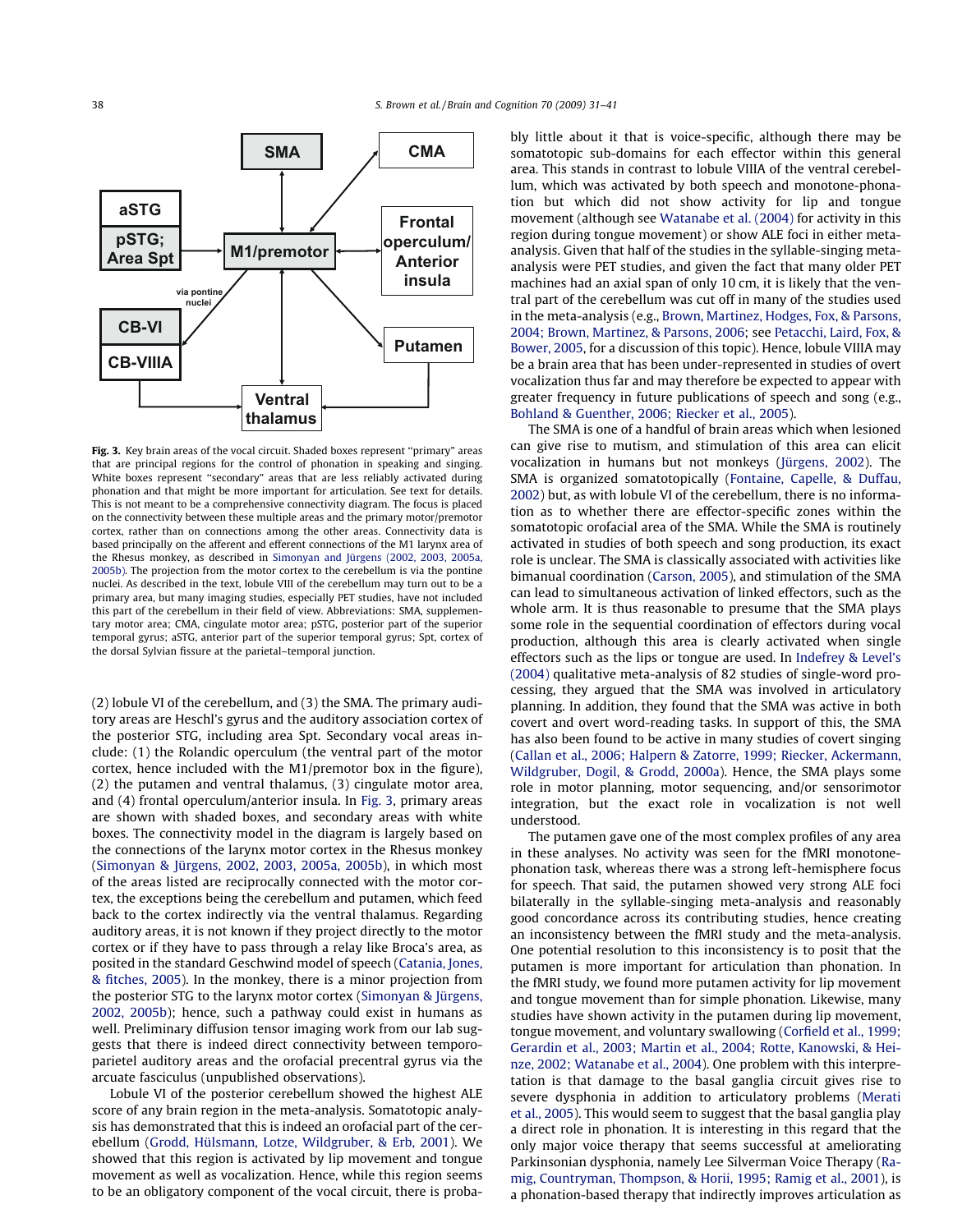Fig. 3. Key brain areas of the vocal circuit. Shaded boxes represent "primary" areas that are principal regions for the control of phonation in speaking and singing. White boxes represent "secondary" areas that are less reliably activated during phonation and that might be more important for articulation. See text for details. This is not meant to be a comprehensive connectivity diagram. The focus is placed on the connectivity between these multiple areas and the primary motor/premotor cortex, rather than on connections among the other areas. Connectivity data is based principally on the afferent and efferent connections of the M1 larynx area of the Rhesus monkey, as described in Simonyan and Jürgens (2002, 2003, 2005a, 2005b). The projection from the motor cortex to the cerebellum is via the pontine nuclei. As described in the text, lobule VIII of the cerebellum may turn out to be a primary area, but many imaging studies, especially PET studies, have not included this part of the cerebellum in their field of view. Abbreviations: SMA, supplementary motor area; CMA, cingulate motor area; pSTG, posterior part of the superior temporal gyrus; aSTG, anterior part of the superior temporal gyrus; Spt, cortex of the dorsal Sylvian fissure at the parietal–temporal junction.

(2) lobule VI of the cerebellum, and (3) the SMA. The primary auditory areas are Heschl's gyrus and the auditory association cortex of the posterior STG, including area Spt. Secondary vocal areas include: (1) the Rolandic operculum (the ventral part of the motor cortex, hence included with the M1/premotor box in the figure), (2) the putamen and ventral thalamus, (3) cingulate motor area, and (4) frontal operculum/anterior insula. In Fig. 3, primary areas are shown with shaded boxes, and secondary areas with white boxes. The connectivity model in the diagram is largely based on the connections of the larynx motor cortex in the Rhesus monkey (Simonyan & Jürgens, 2002, 2003, 2005a, 2005b), in which most of the areas listed are reciprocally connected with the motor cortex, the exceptions being the cerebellum and putamen, which feed back to the cortex indirectly via the ventral thalamus. Regarding auditory areas, it is not known if they project directly to the motor cortex or if they have to pass through a relay like Broca's area, as posited in the standard Geschwind model of speech (Catania, Jones, & fitches, 2005). In the monkey, there is a minor projection from the posterior STG to the larynx motor cortex (Simonyan & Jürgens, 2002, 2005b); hence, such a pathway could exist in humans as well. Preliminary diffusion tensor imaging work from our lab suggests that there is indeed direct connectivity between temporoparietal auditory areas and the orofacial precentral gyrus via the arcuate fasciculus (unpublished observations).

Lobule VI of the posterior cerebellum showed the highest ALE score of any brain region in the meta-analysis. Somatotopic analysis has demonstrated that this is indeed an orofacial part of the cerebellum (Grodd, Hülsmann, Lotze, Wildgruber, & Erb, 2001). We showed that this region is activated by lip movement and tongue movement as well as vocalization. Hence, while this region seems to be an obligatory component of the vocal circuit, there is probably little about it that is voice-specific, although there may be somatotopic sub-domains for each effector within this general area. This stands in contrast to lobule VIIIA of the ventral cerebellum, which was activated by both speech and monotone-phonation but which did not show activity for lip and tongue movement (although see Watanabe et al. (2004) for activity in this region during tongue movement) or show ALE foci in either meta-analysis. Given that half of the studies in the syllable-singing meta-analysis were PET studies, and given the fact that many older PET machines had an axial span of only 10 cm, it is likely that the ventral part of the cerebellum was cut off in many of the studies used in the meta-analysis (e.g., Brown, Martinez, Hodges, Fox, & Parsons, 2004; Brown, Martinez, & Parsons, 2006; see Petacchi, Laird, Fox, & Bower, 2005, for a discussion of this topic). Hence, lobule VIIIA may be a brain area that has been under-represented in studies of overt vocalization thus far and may therefore be expected to appear with greater frequency in future publications of speech and song (e.g., Bohland & Guenther, 2006; Riecker et al., 2005).

The SMA is one of a handful of brain areas which when lesioned can give rise to mutism, and stimulation of this area can elicit vocalization in humans but not monkeys (Jürgens, 2002). The SMA is organized somatotopically (Fontaine, Capelle, & Duffau, 2002) but, as with lobule VI of the cerebellum, there is no information as to whether there are effector-specific zones within the somatotopic orofacial area of the SMA. While the SMA is routinely activated in studies of both speech and song production, its exact role is unclear. The SMA is classically associated with activities like bimanual coordination (Carson, 2005), and stimulation of the SMA can lead to simultaneous activation of linked effectors, such as the whole arm. It is thus reasonable to presume that the SMA plays some role in the sequential coordination of effectors during vocal production, although this area is clearly activated when single effectors such as the lips or tongue are used. In Indefrey & Level's (2004) qualitative meta-analysis of 82 studies of single-word processing, they argued that the SMA was involved in articulatory planning. In addition, they found that the SMA was active in both covert and overt word-reading tasks. In support of this, the SMA has also been found to be active in many studies of covert singing (Callan et al., 2006; Halpern & Zatorre, 1999; Riecker, Ackermann, Wildgruber, Dogil, & Grodd, 2000a). Hence, the SMA plays some role in motor planning, motor sequencing, and/or sensorimotor integration, but the exact role in vocalization is not well understood.

The putamen gave one of the most complex profiles of any area in these analyses. No activity was seen for the fMRI monotone-phonation task, whereas there was a strong left-hemisphere focus for speech. That said, the putamen showed very strong ALE foci bilaterally in the syllable-singing meta-analysis and reasonably good concordance across its contributing studies, hence creating an inconsistency between the fMRI study and the meta-analysis. One potential resolution to this inconsistency is to posit that the putamen is more important for articulation than phonation. In the fMRI study, we found more putamen activity for lip movement and tongue movement than for simple phonation. Likewise, many studies have shown activity in the putamen during lip movement, tongue movement, and voluntary swallowing (Corfield et al., 1999; Gerardin et al., 2003; Martin et al., 2004; Rotte, Kanowski, & Heinze, 2002; Watanabe et al., 2004). One problem with this interpretation is that damage to the basal ganglia circuit gives rise to severe dysphonia in addition to articulatory problems (Merati et al., 2005). This would seem to suggest that the basal ganglia play a direct role in phonation. It is interesting in this regard that the only major voice therapy that seems successful at ameliorating Parkinsonian dysphonia, namely Lee Silverman Voice Therapy (Ramig, Countryman, Thompson, & Horii, 1995; Ramig et al., 2001), is a phonation-based therapy that indirectly improves articulation as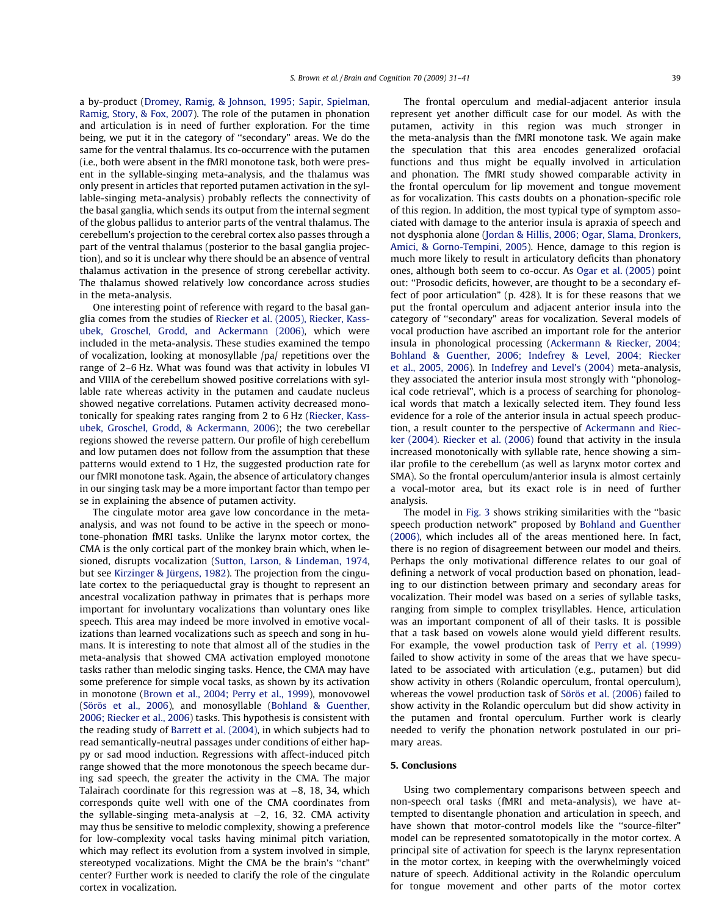a by-product (Dromey, Ramig, & Johnson, 1995; Sapir, Spielman, Ramig, Story, & Fox, 2007). The role of the putamen in phonation and articulation is in need of further exploration. For the time being, we put it in the category of "secondary" areas. We do the same for the ventral thalamus. Its co-occurrence with the putamen (i.e., both were absent in the fMRI monotone task, both were present in the syllable-singing meta-analysis, and the thalamus was only present in articles that reported putamen activation in the syllable-singing meta-analysis) probably reflects the connectivity of the basal ganglia, which sends its output from the internal segment of the globus pallidus to anterior parts of the ventral thalamus. The cerebellum's projection to the cerebral cortex also passes through a part of the ventral thalamus (posterior to the basal ganglia projection), and so it is unclear why there should be an absence of ventral thalamus activation in the presence of strong cerebellar activity. The thalamus showed relatively low concordance across studies in the meta-analysis.

One interesting point of reference with regard to the basal ganglia comes from the studies of Riecker et al. (2005), Riecker, Kassubek, Groschel, Grodd, and Ackermann (2006), which were included in the meta-analysis. These studies examined the tempo of vocalization, looking at monosyllable /pa/ repetitions over the range of 2–6 Hz. What was found was that activity in lobules VI and VIIIA of the cerebellum showed positive correlations with syllable rate whereas activity in the putamen and caudate nucleus showed negative correlations. Putamen activity decreased monotonically for speaking rates ranging from 2 to 6 Hz (Riecker, Kassubek, Groschel, Grodd, & Ackermann, 2006); the two cerebellar regions showed the reverse pattern. Our profile of high cerebellum and low putamen does not follow from the assumption that these patterns would extend to 1 Hz, the suggested production rate for our fMRI monotone task. Again, the absence of articulatory changes in our singing task may be a more important factor than tempo per se in explaining the absence of putamen activity.

The cingulate motor area gave low concordance in the meta-analysis, and was not found to be active in the speech or monotone-phonation fMRI tasks. Unlike the larynx motor cortex, the CMA is the only cortical part of the monkey brain which, when lesioned, disrupts vocalization (Sutton, Larson, & Lindeman, 1974, but see Kirzinger & Jürgens, 1982). The projection from the cingulate cortex to the periaqueductal gray is thought to represent an ancestral vocalization pathway in primates that is perhaps more important for involuntary vocalizations than voluntary ones like speech. This area may indeed be more involved in emotive vocalizations than learned vocalizations such as speech and song in humans. It is interesting to note that almost all of the studies in the meta-analysis that showed CMA activation employed monotone tasks rather than melodic singing tasks. Hence, the CMA may have some preference for simple vocal tasks, as shown by its activation in monotone (Brown et al., 2004; Perry et al., 1999), monovowel (Sörös et al., 2006), and monosyllable (Bohland & Guenther, 2006; Riecker et al., 2006) tasks. This hypothesis is consistent with the reading study of Barrett et al. (2004), in which subjects had to read semantically-neutral passages under conditions of either happy or sad mood induction. Regressions with affect-induced pitch range showed that the more monotonous the speech became during sad speech, the greater the activity in the CMA. The major Talairach coordinate for this regression was at −8, 18, 34, which corresponds quite well with one of the CMA coordinates from the syllable-singing meta-analysis at −2, 16, 32. CMA activity may thus be sensitive to melodic complexity, showing a preference for low-complexity vocal tasks having minimal pitch variation, which may reflect its evolution from a system involved in simple, stereotyped vocalizations. Might the CMA be the brain's "chant" center? Further work is needed to clarify the role of the cingulate cortex in vocalization.

The frontal operculum and medial-adjacent anterior insula represent yet another difficult case for our model. As with the putamen, activity in this region was much stronger in the meta-analysis than the fMRI monotone task. We again make the speculation that this area encodes generalized orofacial functions and thus might be equally involved in articulation and phonation. The fMRI study showed comparable activity in the frontal operculum for lip movement and tongue movement as for vocalization. This casts doubts on a phonation-specific role of this region. In addition, the most typical type of symptom associated with damage to the anterior insula is apraxia of speech and not dysphonia alone (Jordan & Hillis, 2006; Ogar, Slama, Dronkers, Amici, & Gorno-Tempini, 2005). Hence, damage to this region is much more likely to result in articulatory deficits than phonatory ones, although both seem to co-occur. As Ogar et al. (2005) point out: "Prosodic deficits, however, are thought to be a secondary effect of poor articulation" (p. 428). It is for these reasons that we put the frontal operculum and adjacent anterior insula into the category of "secondary" areas for vocalization. Several models of vocal production have ascribed an important role for the anterior insula in phonological processing (Ackermann & Riecker, 2004; Bohland & Guenther, 2006; Indefrey & Level, 2004; Riecker et al., 2005, 2006). In Indefrey and Level's (2004) meta-analysis, they associated the anterior insula most strongly with "phonological code retrieval", which is a process of searching for phonological words that match a lexically selected item. They found less evidence for a role of the anterior insula in actual speech production, a result counter to the perspective of Ackermann and Riecker (2004). Riecker et al. (2006) found that activity in the insula increased monotonically with syllable rate, hence showing a similar profile to the cerebellum (as well as larynx motor cortex and SMA). So the frontal operculum/anterior insula is almost certainly a vocal-motor area, but its exact role is in need of further analysis.

The model in Fig. 3 shows striking similarities with the "basic speech production network" proposed by Bohland and Guenther (2006), which includes all of the areas mentioned here. In fact, there is no region of disagreement between our model and theirs. Perhaps the only motivational difference relates to our goal of defining a network of vocal production based on phonation, leading to our distinction between primary and secondary areas for vocalization. Their model was based on a series of syllable tasks, ranging from simple to complex trisyllables. Hence, articulation was an important component of all of their tasks. It is possible that a task based on vowels alone would yield different results. For example, the vowel production task of Perry et al. (1999) failed to show activity in some of the areas that we have speculated to be associated with articulation (e.g., putamen) but did show activity in others (Rolandic operculum, frontal operculum), whereas the vowel production task of Sörös et al. (2006) failed to show activity in the Rolandic operculum but did show activity in the putamen and frontal operculum. Further work is clearly needed to verify the phonation network postulated in our primary areas.

## 5. Conclusions

Using two complementary comparisons between speech and non-speech oral tasks (fMRI and meta-analysis), we have attempted to disentangle phonation and articulation in speech, and have shown that motor-control models like the "source-filter" model can be represented somatotopically in the motor cortex. A principal site of activation for speech is the larynx representation in the motor cortex, in keeping with the overwhelmingly voiced nature of speech. Additional activity in the Rolandic operculum for tongue movement and other parts of the motor cortex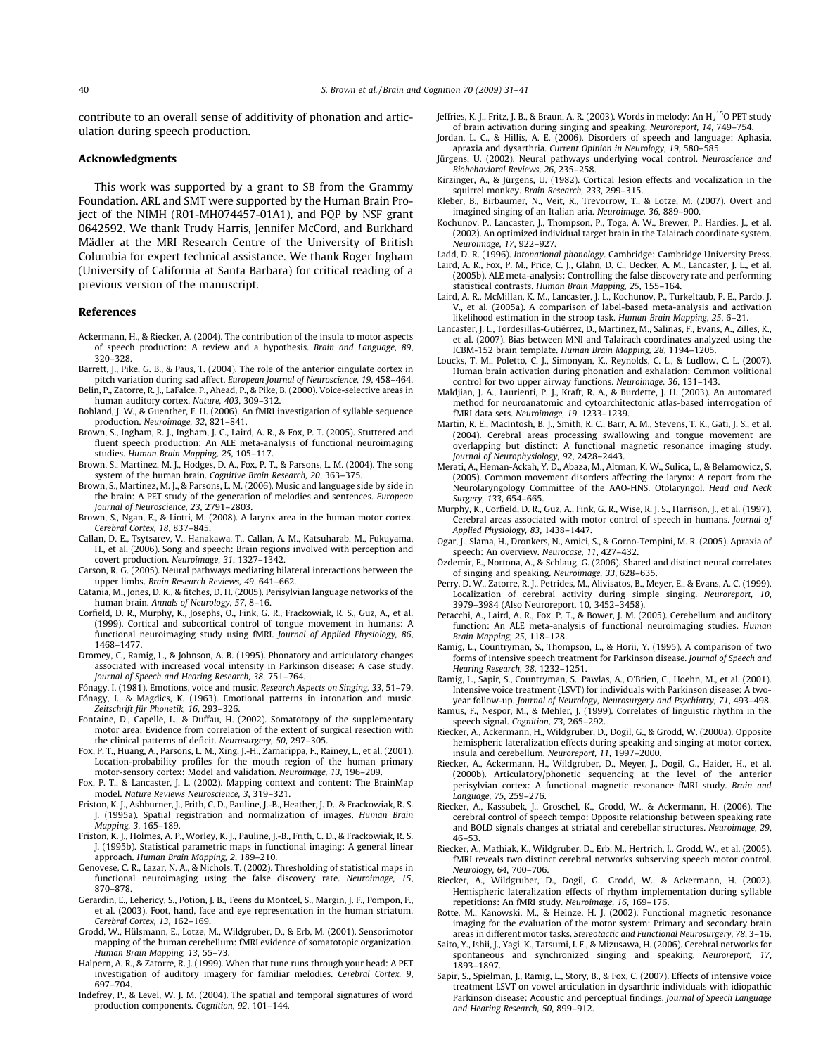contribute to an overall sense of additivity of phonation and articulation during speech production.

## Acknowledgments

This work was supported by a grant to SB from the Grammy Foundation. ARL and SMT were supported by the Human Brain Project of the NIMH (R01-MH074457-01A1), and PQP by NSF grant 0642592. We thank Trudy Harris, Jennifer McCord, and Burkhard Mädler at the MRI Research Centre of the University of British Columbia for expert technical assistance. We thank Roger Ingham (University of California at Santa Barbara) for critical reading of a previous version of the manuscript.

## References

Ackermann, H., & Riecker, A. (2004). The contribution of the insula to motor aspects of speech production: A review and a hypothesis. *Brain and Language, 89*, 320–328.

Barrett, J., Pike, G. B., & Paus, T. (2004). The role of the anterior cingulate cortex in pitch variation during sad affect. *European Journal of Neuroscience, 19*, 458–464.

Belin, P., Zatorre, R. J., LaFalce, P., Ahead, P., & Pike, B. (2000). Voice-selective areas in human auditory cortex. *Nature, 403*, 309–312.

Bohland, J. W., & Guenther, F. H. (2006). An fMRI investigation of syllable sequence production. *Neuroimage, 32*, 821–841.

Brown, S., Ingham, R. J., Ingham, J. C., Laird, A. R., & Fox, P. T. (2005). Stuttered and fluent speech production: An ALE meta-analysis of functional neuroimaging studies. *Human Brain Mapping, 25*, 105–117.

Brown, S., Martinez, M. J., Hodges, D. A., Fox, P. T., & Parsons, L. M. (2004). The song system of the human brain. *Cognitive Brain Research, 20*, 363–375.

Brown, S., Martinez, M. J., & Parsons, L. M. (2006). Music and language side by side in the brain: A PET study of the generation of melodies and sentences. *European Journal of Neuroscience, 23*, 2791–2803.

Brown, S., Ngan, E., & Liotti, M. (2008). A larynx area in the human motor cortex. *Cerebral Cortex, 18*, 837–845.

Callan, D. E., Tsytsarev, V., Hanakawa, T., Callan, A. M., Katsuharab, M., Fukuyama, H., et al. (2006). Song and speech: Brain regions involved with perception and covert production. *Neuroimage, 31*, 1327–1342.

Carson, R. G. (2005). Neural pathways mediating bilateral interactions between the upper limbs. *Brain Research Reviews, 49*, 641–662.

Catania, M., Jones, D. K., & fitches, D. H. (2005). Perisylvian language networks of the human brain. *Annals of Neurology, 57*, 8–16.

Corfield, D. R., Murphy, K., Josephs, O., Fink, G. R., Frackowiak, R. S., Guz, A., et al. (1999). Cortical and subcortical control of tongue movement in humans: A functional neuroimaging study using fMRI. *Journal of Applied Physiology, 86*, 1468–1477.

Dromey, C., Ramig, L., & Johnson, A. B. (1995). Phonatory and articulatory changes associated with increased vocal intensity in Parkinson disease: A case study. *Journal of Speech and Hearing Research, 38*, 751–764.

Fónagy, I. (1981). Emotions, voice and music. *Research Aspects on Singing, 33*, 51–79.

Fónagy, I., & Magdics, K. (1963). Emotional patterns in intonation and music. *Zeitschrift für Phonetik, 16*, 293–326.

Fontaine, D., Capelle, L., & Duffau, H. (2002). Somatotopy of the supplementary motor area: Evidence from correlation of the extent of surgical resection with the clinical patterns of deficit. *Neurosurgery, 50*, 297–305.

Fox, P. T., Huang, A., Parsons, L. M., Xing, J.-H., Zamarippa, F., Rainey, L., et al. (2001). Location-probability profiles for the mouth region of the human primary motor-sensory cortex: Model and validation. *Neuroimage, 13*, 196–209.

Fox, P. T., & Lancaster, J. L. (2002). Mapping context and content: The BrainMap model. *Nature Reviews Neuroscience, 3*, 319–321.

Friston, K. J., Ashburner, J., Frith, C. D., Pauline, J.-B., Heather, J. D., & Frackowiak, R. S. J. (1995a). Spatial registration and normalization of images. *Human Brain Mapping, 3*, 165–189.

Friston, K. J., Holmes, A. P., Worley, K. J., Pauline, J.-B., Frith, C. D., & Frackowiak, R. S. J. (1995b). Statistical parametric maps in functional imaging: A general linear approach. *Human Brain Mapping, 2*, 189–210.

Genovese, C. R., Lazar, N. A., & Nichols, T. (2002). Thresholding of statistical maps in functional neuroimaging using the false discovery rate. *Neuroimage, 15*, 870–878.

Gerardin, E., Lehericy, S., Potion, J. B., Teens du Montcel, S., Margin, J. F., Pompon, F., et al. (2003). Foot, hand, face and eye representation in the human striatum. *Cerebral Cortex, 13*, 162–169.

Grodd, W., Hülsmann, E., Lotze, M., Wildgruber, D., & Erb, M. (2001). Sensorimotor mapping of the human cerebellum: fMRI evidence of somatotopic organization. *Human Brain Mapping, 13*, 55–73.

Halpern, A. R., & Zatorre, R. J. (1999). When that tune runs through your head: A PET investigation of auditory imagery for familiar melodies. *Cerebral Cortex, 9*, 697–704.

Indefrey, P., & Level, W. J. M. (2004). The spatial and temporal signatures of word production components. *Cognition, 92*, 101–144.

Jeffries, K. J., Fritz, J. B., & Braun, A. R. (2003). Words in melody: An $H_2^{15}O$ PET study of brain activation during singing and speaking. *Neuroreport, 14*, 749–754.

Jordan, L. C., & Hillis, A. E. (2006). Disorders of speech and language: Aphasia, apraxia and dysarthria. *Current Opinion in Neurology, 19*, 580–585.

Jürgens, U. (2002). Neural pathways underlying vocal control. *Neuroscience and Biobehavioral Reviews, 26*, 235–258.

Kirzinger, A., & Jürgens, U. (1982). Cortical lesion effects and vocalization in the squirrel monkey. *Brain Research, 233*, 299–315.

Kleber, B., Birbaumer, N., Veit, R., Trevorrow, T., & Lotze, M. (2007). Overt and imagined singing of an Italian aria. *Neuroimage, 36*, 889–900.

Kochunov, P., Lancaster, J., Thompson, P., Toga, A. W., Brewer, P., Hardies, J., et al. (2002). An optimized individual target brain in the Talairach coordinate system. *Neuroimage, 17*, 922–927.

Ladd, D. R. (1996). *Intonational phonology*. Cambridge: Cambridge University Press.

Laird, A. R., Fox, P. M., Price, C. J., Glahn, D. C., Uecker, A. M., Lancaster, J. L., et al. (2005b). ALE meta-analysis: Controlling the false discovery rate and performing statistical contrasts. *Human Brain Mapping, 25*, 155–164.

Laird, A. R., McMillan, K. M., Lancaster, J. L., Kochunov, P., Turkeltaub, P. E., Pardo, J. V., et al. (2005a). A comparison of label-based meta-analysis and activation likelihood estimation in the stroop task. *Human Brain Mapping, 25*, 6–21.

Lancaster, J. L., Tordesillas-Gutiérrez, D., Martinez, M., Salinas, F., Evans, A., Zilles, K., et al. (2007). Bias between MNI and Talairach coordinates analyzed using the ICBM-152 brain template. *Human Brain Mapping, 28*, 1194–1205.

Loucks, T. M., Poletto, C. J., Simonyan, K., Reynolds, C. L., & Ludlow, C. L. (2007). Human brain activation during phonation and exhalation: Common volitional control for two upper airway functions. *Neuroimage, 36*, 131–143.

Maldjian, J. A., Laurienti, P. J., Kraft, R. A., & Burdette, J. H. (2003). An automated method for neuroanatomic and cytoarchitectonic atlas-based interrogation of fMRI data sets. *Neuroimage, 19*, 1233–1239.

Martin, R. E., MacIntosh, B. J., Smith, R. C., Barr, A. M., Stevens, T. K., Gati, J. S., et al. (2004). Cerebral areas processing swallowing and tongue movement are overlapping but distinct: A functional magnetic resonance imaging study. *Journal of Neurophysiology, 92*, 2428–2443.

Merati, A., Heman-Ackah, Y. D., Abaza, M., Altman, K. W., Sulica, L., & Belamowicz, S. (2005). Common movement disorders affecting the larynx: A report from the Neurolaryngology Committee of the AAO-HNS. Otolaryngol. *Head and Neck Surgery, 133*, 654–665.

Murphy, K., Corfield, D. R., Guz, A., Fink, G. R., Wise, R. J. S., Harrison, J., et al. (1997). Cerebral areas associated with motor control of speech in humans. *Journal of Applied Physiology, 83*, 1438–1447.

Ogar, J., Slama, H., Dronkers, N., Amici, S., & Gorno-Tempini, M. R. (2005). Apraxia of speech: An overview. *Neurocase, 11*, 427–432.

Özdemir, E., Nortona, A., & Schlaug, G. (2006). Shared and distinct neural correlates of singing and speaking. *Neuroimage, 33*, 628–635.

Perry, D. W., Zatorre, R. J., Petrides, M., Alivisatos, B., Meyer, E., & Evans, A. C. (1999). Localization of cerebral activity during simple singing. *Neuroreport, 10*, 3979–3984 (Also Neuroreport, 10, 3452–3458).

Petacchi, A., Laird, A. R., Fox, P. T., & Bower, J. M. (2005). Cerebellum and auditory function: An ALE meta-analysis of functional neuroimaging studies. *Human Brain Mapping, 25*, 118–128.

Ramig, L., Countryman, S., Thompson, L., & Horii, Y. (1995). A comparison of two forms of intensive speech treatment for Parkinson disease. *Journal of Speech and Hearing Research, 38*, 1232–1251.

Ramig, L., Sapir, S., Countryman, S., Pawlas, A., O'Brien, C., Hoehn, M., et al. (2001). Intensive voice treatment (LSVT) for individuals with Parkinson disease: A two-year follow-up. *Journal of Neurology, Neurosurgery and Psychiatry, 71*, 493–498.

Ramus, F., Nespor, M., & Mehler, J. (1999). Correlates of linguistic rhythm in the speech signal. *Cognition, 73*, 265–292.

Riecker, A., Ackermann, H., Wildgruber, D., Dogil, G., & Grodd, W. (2000a). Opposite hemispheric lateralization effects during speaking and singing at motor cortex, insula and cerebellum. *Neuroreport, 11*, 1997–2000.

Riecker, A., Ackermann, H., Wildgruber, D., Meyer, J., Dogil, G., Haider, H., et al. (2000b). Articulatory/phonetic sequencing at the level of the anterior perisylvian cortex: A functional magnetic resonance fMRI study. *Brain and Language, 75*, 259–276.

Riecker, A., Kassubek, J., Groschel, K., Grodd, W., & Ackermann, H. (2006). The cerebral control of speech tempo: Opposite relationship between speaking rate and BOLD signals changes at striatal and cerebellar structures. *Neuroimage, 29*, 46–53.

Riecker, A., Mathiak, K., Wildgruber, D., Erb, M., Hertrich, I., Grodd, W., et al. (2005). fMRI reveals two distinct cerebral networks subserving speech motor control. *Neurology, 64*, 700–706.

Riecker, A., Wildgruber, D., Dogil, G., Grodd, W., & Ackermann, H. (2002). Hemispheric lateralization effects of rhythm implementation during syllable repetitions: An fMRI study. *Neuroimage, 16*, 169–176.

Rotte, M., Kanowski, M., & Heinze, H. J. (2002). Functional magnetic resonance imaging for the evaluation of the motor system: Primary and secondary brain areas in different motor tasks. *Stereotactic and Functional Neurosurgery, 78*, 3–16.

Saito, Y., Ishii, J., Yagi, K., Tatsumi, I. F., & Mizusawa, H. (2006). Cerebral networks for spontaneous and synchronized singing and speaking. *Neuroreport, 17*, 1893–1897.

Sapir, S., Spielman, J., Ramig, L., Story, B., & Fox, C. (2007). Effects of intensive voice treatment LSVT on vowel articulation in dysarthric individuals with idiopathic Parkinson disease: Acoustic and perceptual findings. *Journal of Speech Language and Hearing Research, 50*, 899–912.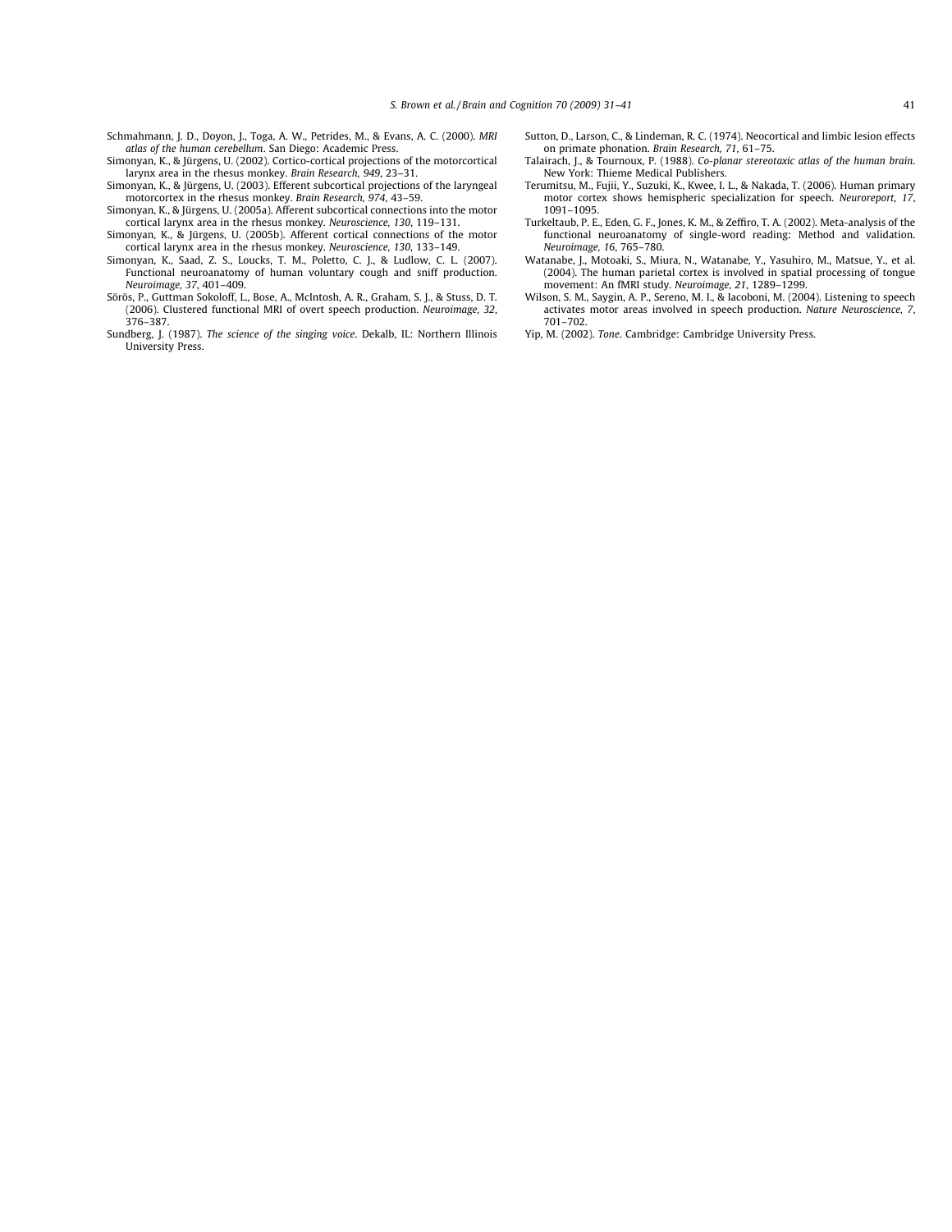Schmahmann, J. D., Doyon, J., Toga, A. W., Petrides, M., & Evans, A. C. (2000). *MRI atlas of the human cerebellum*. San Diego: Academic Press.

Simonyan, K., & Jürgens, U. (2002). Cortico-cortical projections of the motorcortical larynx area in the rhesus monkey. *Brain Research, 949*, 23–31.

Simonyan, K., & Jürgens, U. (2003). Efferent subcortical projections of the laryngeal motorcortex in the rhesus monkey. *Brain Research, 974*, 43–59.

Simonyan, K., & Jürgens, U. (2005a). Afferent subcortical connections into the motor cortical larynx area in the rhesus monkey. *Neuroscience, 130*, 119–131.

Simonyan, K., & Jürgens, U. (2005b). Afferent cortical connections of the motor cortical larynx area in the rhesus monkey. *Neuroscience, 130*, 133–149.

Simonyan, K., Saad, Z. S., Loucks, T. M., Poletto, C. J., & Ludlow, C. L. (2007). Functional neuroanatomy of human voluntary cough and sniff production. *Neuroimage, 37*, 401–409.

Sörös, P., Guttman Sokoloff, L., Bose, A., McIntosh, A. R., Graham, S. J., & Stuss, D. T. (2006). Clustered functional MRI of overt speech production. *Neuroimage, 32*, 376–387.

Sundberg, J. (1987). *The science of the singing voice*. Dekalb, IL: Northern Illinois University Press.

Sutton, D., Larson, C., & Lindeman, R. C. (1974). Neocortical and limbic lesion effects on primate phonation. *Brain Research, 71*, 61–75.

Talairach, J., & Tournoux, P. (1988). *Co-planar stereotaxic atlas of the human brain*. New York: Thieme Medical Publishers.

Terumitsu, M., Fujii, Y., Suzuki, K., Kwee, I. L., & Nakada, T. (2006). Human primary motor cortex shows hemispheric specialization for speech. *Neuroreport, 17*, 1091–1095.

Turkeltaub, P. E., Eden, G. F., Jones, K. M., & Zeffiro, T. A. (2002). Meta-analysis of the functional neuroanatomy of single-word reading: Method and validation. *Neuroimage, 16*, 765–780.

Watanabe, J., Motoaki, S., Miura, N., Watanabe, Y., Yasuhiro, M., Matsue, Y., et al. (2004). The human parietal cortex is involved in spatial processing of tongue movement: An fMRI study. *Neuroimage, 21*, 1289–1299.

Wilson, S. M., Saygin, A. P., Sereno, M. I., & Iacoboni, M. (2004). Listening to speech activates motor areas involved in speech production. *Nature Neuroscience, 7*, 701–702.

Yip, M. (2002). *Tone*. Cambridge: Cambridge University Press.